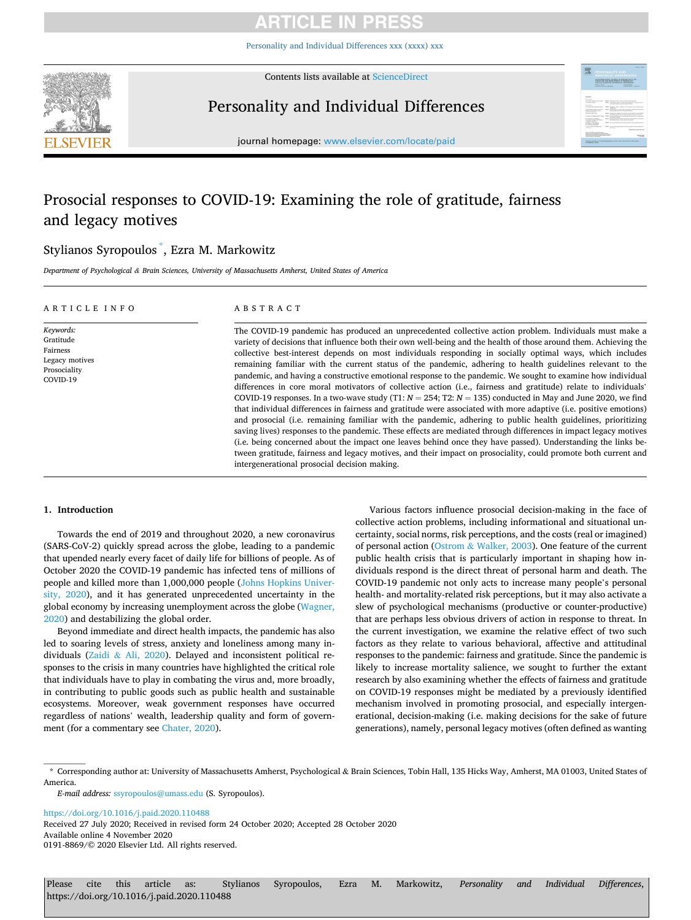# Prosocial responses to COVID-19: Examining the role of gratitude, fairness and legacy motives

Stylianos Syropoulos *, Ezra M. Markowitz

*Department of Psychological & Brain Sciences, University of Massachusetts Amherst, United States of America*

## ARTICLE INFO

*Keywords:*
Gratitude
Fairness
Legacy motives
Prosociality
COVID-19

## ABSTRACT

The COVID-19 pandemic has produced an unprecedented collective action problem. Individuals must make a variety of decisions that influence both their own well-being and the health of those around them. Achieving the collective best-interest depends on most individuals responding in socially optimal ways, which includes remaining familiar with the current status of the pandemic, adhering to health guidelines relevant to the pandemic, and having a constructive emotional response to the pandemic. We sought to examine how individual differences in core moral motivators of collective action (i.e., fairness and gratitude) relate to individuals' COVID-19 responses. In a two-wave study (T1: $N = 254$; T2: $N = 135$) conducted in May and June 2020, we find that individual differences in fairness and gratitude were associated with more adaptive (i.e. positive emotions) and prosocial (i.e. remaining familiar with the pandemic, adhering to public health guidelines, prioritizing saving lives) responses to the pandemic. These effects are mediated through differences in impact legacy motives (i.e. being concerned about the impact one leaves behind once they have passed). Understanding the links between gratitude, fairness and legacy motives, and their impact on prosociality, could promote both current and intergenerational prosocial decision making.

## 1. Introduction

Towards the end of 2019 and throughout 2020, a new coronavirus (SARS-CoV-2) quickly spread across the globe, leading to a pandemic that upended nearly every facet of daily life for billions of people. As of October 2020 the COVID-19 pandemic has infected tens of millions of people and killed more than 1,000,000 people (Johns Hopkins University, 2020), and it has generated unprecedented uncertainty in the global economy by increasing unemployment across the globe (Wagner, 2020) and destabilizing the global order.

Beyond immediate and direct health impacts, the pandemic has also led to soaring levels of stress, anxiety and loneliness among many individuals (Zaidi & Ali, 2020). Delayed and inconsistent political responses to the crisis in many countries have highlighted the critical role that individuals have to play in combating the virus and, more broadly, in contributing to public goods such as public health and sustainable ecosystems. Moreover, weak government responses have occurred regardless of nations' wealth, leadership quality and form of government (for a commentary see Chater, 2020).

Various factors influence prosocial decision-making in the face of collective action problems, including informational and situational uncertainty, social norms, risk perceptions, and the costs (real or imagined) of personal action (Ostrom & Walker, 2003). One feature of the current public health crisis that is particularly important in shaping how individuals respond is the direct threat of personal harm and death. The COVID-19 pandemic not only acts to increase many people's personal health- and mortality-related risk perceptions, but it may also activate a slew of psychological mechanisms (productive or counter-productive) that are perhaps less obvious drivers of action in response to threat. In the current investigation, we examine the relative effect of two such factors as they relate to various behavioral, affective and attitudinal responses to the pandemic: fairness and gratitude. Since the pandemic is likely to increase mortality salience, we sought to further the extant research by also examining whether the effects of fairness and gratitude on COVID-19 responses might be mediated by a previously identified mechanism involved in promoting prosocial, and especially intergenerational, decision-making (i.e. making decisions for the sake of future generations), namely, personal legacy motives (often defined as wanting

---

* Corresponding author at: University of Massachusetts Amherst, Psychological & Brain Sciences, Tobin Hall, 135 Hicks Way, Amherst, MA 01003, United States of America.

*E-mail address:* ssyropoulos@umass.edu (S. Syropoulos).

https://doi.org/10.1016/j.paid.2020.110488
Received 27 July 2020; Received in revised form 24 October 2020; Accepted 28 October 2020
Available online 4 November 2020
0191-8869/© 2020 Elsevier Ltd. All rights reserved.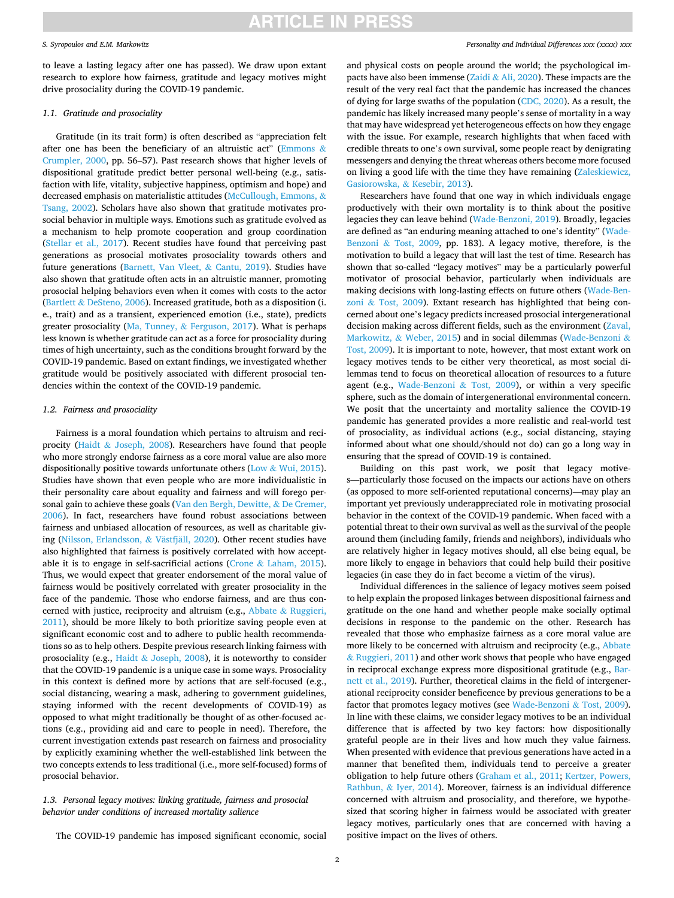to leave a lasting legacy after one has passed). We draw upon extant research to explore how fairness, gratitude and legacy motives might drive prosociality during the COVID-19 pandemic.

### 1.1. Gratitude and prosociality

Gratitude (in its trait form) is often described as "appreciation felt after one has been the beneficiary of an altruistic act" (Emmons & Crumpler, 2000, pp. 56–57). Past research shows that higher levels of dispositional gratitude predict better personal well-being (e.g., satisfaction with life, vitality, subjective happiness, optimism and hope) and decreased emphasis on materialistic attitudes (McCullough, Emmons, & Tsang, 2002). Scholars have also shown that gratitude motivates prosocial behavior in multiple ways. Emotions such as gratitude evolved as a mechanism to help promote cooperation and group coordination (Stellar et al., 2017). Recent studies have found that perceiving past generations as prosocial motivates prosociality towards others and future generations (Barnett, Van Vleet, & Cantu, 2019). Studies have also shown that gratitude often acts in an altruistic manner, promoting prosocial helping behaviors even when it comes with costs to the actor (Bartlett & DeSteno, 2006). Increased gratitude, both as a disposition (i.e., trait) and as a transient, experienced emotion (i.e., state), predicts greater prosociality (Ma, Tunney, & Ferguson, 2017). What is perhaps less known is whether gratitude can act as a force for prosociality during times of high uncertainty, such as the conditions brought forward by the COVID-19 pandemic. Based on extant findings, we investigated whether gratitude would be positively associated with different prosocial tendencies within the context of the COVID-19 pandemic.

### 1.2. Fairness and prosociality

Fairness is a moral foundation which pertains to altruism and reciprocity (Haidt & Joseph, 2008). Researchers have found that people who more strongly endorse fairness as a core moral value are also more dispositionally positive towards unfortunate others (Low & Wui, 2015). Studies have shown that even people who are more individualistic in their personality care about equality and fairness and will forego personal gain to achieve these goals (Van den Bergh, Dewitte, & De Cremer, 2006). In fact, researchers have found robust associations between fairness and unbiased allocation of resources, as well as charitable giving (Nilsson, Erlandsson, & Västfjäll, 2020). Other recent studies have also highlighted that fairness is positively correlated with how acceptable it is to engage in self-sacrificial actions (Crone & Laham, 2015). Thus, we would expect that greater endorsement of the moral value of fairness would be positively correlated with greater prosociality in the face of the pandemic. Those who endorse fairness, and are thus concerned with justice, reciprocity and altruism (e.g., Abbate & Ruggieri, 2011), should be more likely to both prioritize saving people even at significant economic cost and to adhere to public health recommendations so as to help others. Despite previous research linking fairness with prosociality (e.g., Haidt & Joseph, 2008), it is noteworthy to consider that the COVID-19 pandemic is a unique case in some ways. Prosociality in this context is defined more by actions that are self-focused (e.g., social distancing, wearing a mask, adhering to government guidelines, staying informed with the recent developments of COVID-19) as opposed to what might traditionally be thought of as other-focused actions (e.g., providing aid and care to people in need). Therefore, the current investigation extends past research on fairness and prosociality by explicitly examining whether the well-established link between the two concepts extends to less traditional (i.e., more self-focused) forms of prosocial behavior.

### 1.3. Personal legacy motives: linking gratitude, fairness and prosocial behavior under conditions of increased mortality salience

The COVID-19 pandemic has imposed significant economic, social and physical costs on people around the world; the psychological impacts have also been immense (Zaidi & Ali, 2020). These impacts are the result of the very real fact that the pandemic has increased the chances of dying for large swaths of the population (CDC, 2020). As a result, the pandemic has likely increased many people's sense of mortality in a way that may have widespread yet heterogeneous effects on how they engage with the issue. For example, research highlights that when faced with credible threats to one's own survival, some people react by denigrating messengers and denying the threat whereas others become more focused on living a good life with the time they have remaining (Zaleskiewicz, Gasiorowska, & Kesebir, 2013).

Researchers have found that one way in which individuals engage productively with their own mortality is to think about the positive legacies they can leave behind (Wade-Benzoni, 2019). Broadly, legacies are defined as "an enduring meaning attached to one's identity" (Wade-Benzoni & Tost, 2009, pp. 183). A legacy motive, therefore, is the motivation to build a legacy that will last the test of time. Research has shown that so-called "legacy motives" may be a particularly powerful motivator of prosocial behavior, particularly when individuals are making decisions with long-lasting effects on future others (Wade-Benzoni & Tost, 2009). Extant research has highlighted that being concerned about one's legacy predicts increased prosocial intergenerational decision making across different fields, such as the environment (Zaval, Markowitz, & Weber, 2015) and in social dilemmas (Wade-Benzoni & Tost, 2009). It is important to note, however, that most extant work on legacy motives tends to be either very theoretical, as most social dilemmas tend to focus on theoretical allocation of resources to a future agent (e.g., Wade-Benzoni & Tost, 2009), or within a very specific sphere, such as the domain of intergenerational environmental concern. We posit that the uncertainty and mortality salience the COVID-19 pandemic has generated provides a more realistic and real-world test of prosociality, as individual actions (e.g., social distancing, staying informed about what one should/should not do) can go a long way in ensuring that the spread of COVID-19 is contained.

Building on this past work, we posit that legacy motives—particularly those focused on the impacts our actions have on others (as opposed to more self-oriented reputational concerns)—may play an important yet previously underappreciated role in motivating prosocial behavior in the context of the COVID-19 pandemic. When faced with a potential threat to their own survival as well as the survival of the people around them (including family, friends and neighbors), individuals who are relatively higher in legacy motives should, all else being equal, be more likely to engage in behaviors that could help build their positive legacies (in case they do in fact become a victim of the virus).

Individual differences in the salience of legacy motives seem poised to help explain the proposed linkages between dispositional fairness and gratitude on the one hand and whether people make socially optimal decisions in response to the pandemic on the other. Research has revealed that those who emphasize fairness as a core moral value are more likely to be concerned with altruism and reciprocity (e.g., Abbate & Ruggieri, 2011) and other work shows that people who have engaged in reciprocal exchange express more dispositional gratitude (e.g., Barnett et al., 2019). Further, theoretical claims in the field of intergenerational reciprocity consider beneficence by previous generations to be a factor that promotes legacy motives (see Wade-Benzoni & Tost, 2009). In line with these claims, we consider legacy motives to be an individual difference that is affected by two key factors: how dispositionally grateful people are in their lives and how much they value fairness. When presented with evidence that previous generations have acted in a manner that benefited them, individuals tend to perceive a greater obligation to help future others (Graham et al., 2011; Kertzer, Powers, Rathbun, & Iyer, 2014). Moreover, fairness is an individual difference concerned with altruism and prosociality, and therefore, we hypothesized that scoring higher in fairness would be associated with greater legacy motives, particularly ones that are concerned with having a positive impact on the lives of others.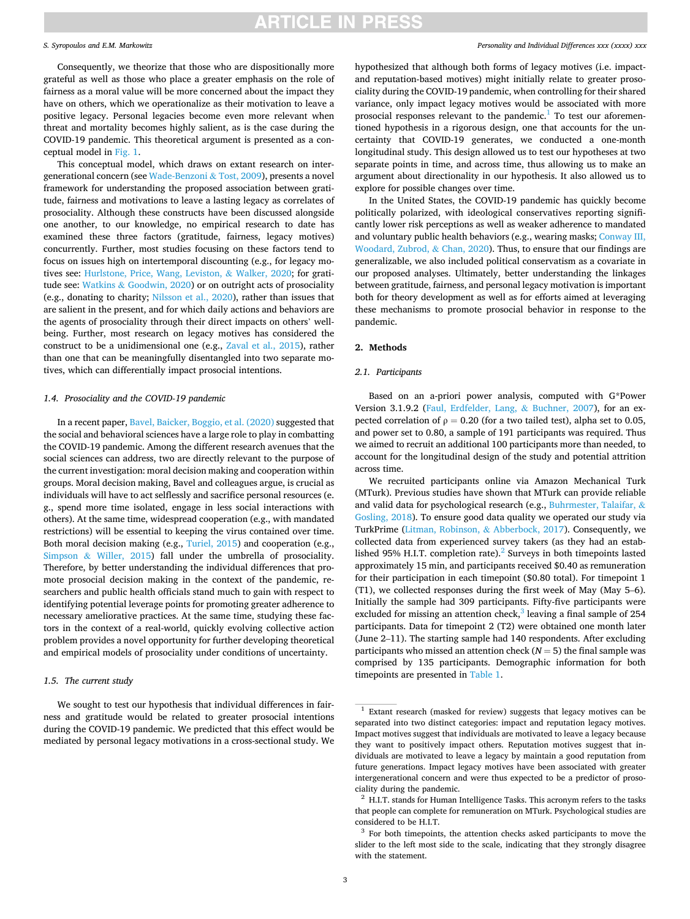Consequently, we theorize that those who are dispositionally more grateful as well as those who place a greater emphasis on the role of fairness as a moral value will be more concerned about the impact they have on others, which we operationalize as their motivation to leave a positive legacy. Personal legacies become even more relevant when threat and mortality becomes highly salient, as is the case during the COVID-19 pandemic. This theoretical argument is presented as a conceptual model in Fig. 1.

This conceptual model, which draws on extant research on intergenerational concern (see Wade-Benzoni & Tost, 2009), presents a novel framework for understanding the proposed association between gratitude, fairness and motivations to leave a lasting legacy as correlates of prosociality. Although these constructs have been discussed alongside one another, to our knowledge, no empirical research to date has examined these three factors (gratitude, fairness, legacy motives) concurrently. Further, most studies focusing on these factors tend to focus on issues high on intertemporal discounting (e.g., for legacy motives see: Hurlstone, Price, Wang, Leviston, & Walker, 2020; for gratitude see: Watkins & Goodwin, 2020) or on outright acts of prosociality (e.g., donating to charity; Nilsson et al., 2020), rather than issues that are salient in the present, and for which daily actions and behaviors are the agents of prosociality through their direct impacts on others' well-being. Further, most research on legacy motives has considered the construct to be a unidimensional one (e.g., Zaval et al., 2015), rather than one that can be meaningfully disentangled into two separate motives, which can differentially impact prosocial intentions.

### 1.4. Prosociality and the COVID-19 pandemic

In a recent paper, Bavel, Baicker, Boggio, et al. (2020) suggested that the social and behavioral sciences have a large role to play in combatting the COVID-19 pandemic. Among the different research avenues that the social sciences can address, two are directly relevant to the purpose of the current investigation: moral decision making and cooperation within groups. Moral decision making, Bavel and colleagues argue, is crucial as individuals will have to act selflessly and sacrifice personal resources (e.g., spend more time isolated, engage in less social interactions with others). At the same time, widespread cooperation (e.g., with mandated restrictions) will be essential to keeping the virus contained over time. Both moral decision making (e.g., Turiel, 2015) and cooperation (e.g., Simpson & Willer, 2015) fall under the umbrella of prosociality. Therefore, by better understanding the individual differences that promote prosocial decision making in the context of the pandemic, researchers and public health officials stand much to gain with respect to identifying potential leverage points for promoting greater adherence to necessary ameliorative practices. At the same time, studying these factors in the context of a real-world, quickly evolving collective action problem provides a novel opportunity for further developing theoretical and empirical models of prosociality under conditions of uncertainty.

### 1.5. The current study

We sought to test our hypothesis that individual differences in fairness and gratitude would be related to greater prosocial intentions during the COVID-19 pandemic. We predicted that this effect would be mediated by personal legacy motivations in a cross-sectional study. We hypothesized that although both forms of legacy motives (i.e. impact- and reputation-based motives) might initially relate to greater prosociality during the COVID-19 pandemic, when controlling for their shared variance, only impact legacy motives would be associated with more prosocial responses relevant to the pandemic.[1] To test our aforementioned hypothesis in a rigorous design, one that accounts for the uncertainty that COVID-19 generates, we conducted a one-month longitudinal study. This design allowed us to test our hypotheses at two separate points in time, and across time, thus allowing us to make an argument about directionality in our hypothesis. It also allowed us to explore for possible changes over time.

In the United States, the COVID-19 pandemic has quickly become politically polarized, with ideological conservatives reporting significantly lower risk perceptions as well as weaker adherence to mandated and voluntary public health behaviors (e.g., wearing masks; Conway III, Woodard, Zubrod, & Chan, 2020). Thus, to ensure that our findings are generalizable, we also included political conservatism as a covariate in our proposed analyses. Ultimately, better understanding the linkages between gratitude, fairness, and personal legacy motivation is important both for theory development as well as for efforts aimed at leveraging these mechanisms to promote prosocial behavior in response to the pandemic.

## 2. Methods

### 2.1. Participants

Based on an a-priori power analysis, computed with G*Power Version 3.1.9.2 (Faul, Erdfelder, Lang, & Buchner, 2007), for an expected correlation of $\rho = 0.20$ (for a two tailed test), alpha set to 0.05, and power set to 0.80, a sample of 191 participants was required. Thus we aimed to recruit an additional 100 participants more than needed, to account for the longitudinal design of the study and potential attrition across time.

We recruited participants online via Amazon Mechanical Turk (MTurk). Previous studies have shown that MTurk can provide reliable and valid data for psychological research (e.g., Buhrmester, Talaifar, & Gosling, 2018). To ensure good data quality we operated our study via TurkPrime (Litman, Robinson, & Abberbock, 2017). Consequently, we collected data from experienced survey takers (as they had an established 95% H.I.T. completion rate).[2] Surveys in both timepoints lasted approximately 15 min, and participants received $0.40 as remuneration for their participation in each timepoint ($0.80 total). For timepoint 1 (T1), we collected responses during the first week of May (May 5–6). Initially the sample had 309 participants. Fifty-five participants were excluded for missing an attention check,[3] leaving a final sample of 254 participants. Data for timepoint 2 (T2) were obtained one month later (June 2–11). The starting sample had 140 respondents. After excluding participants who missed an attention check ($N = 5$) the final sample was comprised by 135 participants. Demographic information for both timepoints are presented in Table 1.

[1] Extant research (masked for review) suggests that legacy motives can be separated into two distinct categories: impact and reputation legacy motives. Impact motives suggest that individuals are motivated to leave a legacy because they want to positively impact others. Reputation motives suggest that individuals are motivated to leave a legacy by maintain a good reputation from future generations. Impact legacy motives have been associated with greater intergenerational concern and were thus expected to be a predictor of prosociality during the pandemic.

[2] H.I.T. stands for Human Intelligence Tasks. This acronym refers to the tasks that people can complete for remuneration on MTurk. Psychological studies are considered to be H.I.T.

[3] For both timepoints, the attention checks asked participants to move the slider to the left most side to the scale, indicating that they strongly disagree with the statement.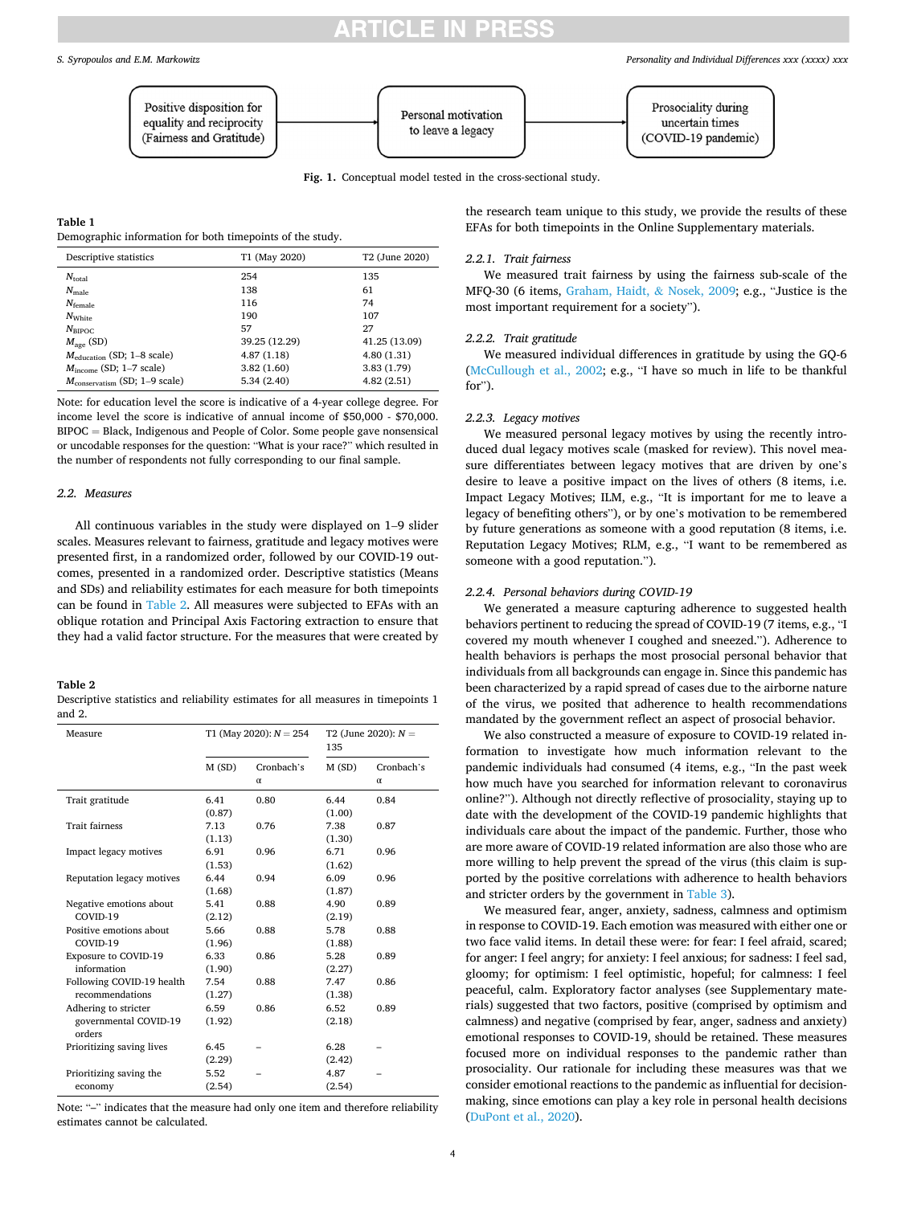Positive disposition for equality and reciprocity (Fairness and Gratitude) → Personal motivation to leave a legacy → Prosociality during uncertain times (COVID-19 pandemic)

**Fig. 1.** Conceptual model tested in the cross-sectional study.

**Table 1**
Demographic information for both timepoints of the study.

| Descriptive statistics | T1 (May 2020) | T2 (June 2020) |
|---|---|---|
| $N_{total}$ | 254 | 135 |
| $N_{male}$ | 138 | 61 |
| $N_{female}$ | 116 | 74 |
| $N_{White}$ | 190 | 107 |
| $N_{BIPOC}$ | 57 | 27 |
| $M_{age}$ (SD) | 39.25 (12.29) | 41.25 (13.09) |
| $M_{education}$ (SD; 1–8 scale) | 4.87 (1.18) | 4.80 (1.31) |
| $M_{income}$ (SD; 1–7 scale) | 3.82 (1.60) | 3.83 (1.79) |
| $M_{conservatism}$ (SD; 1–9 scale) | 5.34 (2.40) | 4.82 (2.51) |

Note: for education level the score is indicative of a 4-year college degree. For income level the score is indicative of annual income of $50,000 - $70,000. BIPOC = Black, Indigenous and People of Color. Some people gave nonsensical or uncodable responses for the question: "What is your race?" which resulted in the number of respondents not fully corresponding to our final sample.

### 2.2. Measures

All continuous variables in the study were displayed on 1–9 slider scales. Measures relevant to fairness, gratitude and legacy motives were presented first, in a randomized order, followed by our COVID-19 outcomes, presented in a randomized order. Descriptive statistics (Means and SDs) and reliability estimates for each measure for both timepoints can be found in Table 2. All measures were subjected to EFAs with an oblique rotation and Principal Axis Factoring extraction to ensure that they had a valid factor structure. For the measures that were created by the research team unique to this study, we provide the results of these EFAs for both timepoints in the Online Supplementary materials.

**Table 2**
Descriptive statistics and reliability estimates for all measures in timepoints 1 and 2.

| Measure | T1 (May 2020): N = 254 | | T2 (June 2020): N = 135 | |
|---|---|---|---|---|
| | M (SD) | Cronbach's α | M (SD) | Cronbach's α |
| Trait gratitude | 6.41 (0.87) | 0.80 | 6.44 (1.00) | 0.84 |
| Trait fairness | 7.13 (1.13) | 0.76 | 7.38 (1.30) | 0.87 |
| Impact legacy motives | 6.91 (1.53) | 0.96 | 6.71 (1.62) | 0.96 |
| Reputation legacy motives | 6.44 (1.68) | 0.94 | 6.09 (1.87) | 0.96 |
| Negative emotions about COVID-19 | 5.41 (2.12) | 0.88 | 4.90 (2.19) | 0.89 |
| Positive emotions about COVID-19 | 5.66 (1.96) | 0.88 | 5.78 (1.88) | 0.88 |
| Exposure to COVID-19 information | 6.33 (1.90) | 0.86 | 5.28 (2.27) | 0.89 |
| Following COVID-19 health recommendations | 7.54 (1.27) | 0.88 | 7.47 (1.38) | 0.86 |
| Adhering to stricter governmental COVID-19 orders | 6.59 (1.92) | 0.86 | 6.52 (2.18) | 0.89 |
| Prioritizing saving lives | 6.45 (2.29) | – | 6.28 (2.42) | – |
| Prioritizing saving the economy | 5.52 (2.54) | – | 4.87 (2.54) | – |

Note: "–" indicates that the measure had only one item and therefore reliability estimates cannot be calculated.

#### 2.2.1. Trait fairness

We measured trait fairness by using the fairness sub-scale of the MFQ-30 (6 items, Graham, Haidt, & Nosek, 2009; e.g., "Justice is the most important requirement for a society").

#### 2.2.2. Trait gratitude

We measured individual differences in gratitude by using the GQ-6 (McCullough et al., 2002; e.g., "I have so much in life to be thankful for").

#### 2.2.3. Legacy motives

We measured personal legacy motives by using the recently introduced dual legacy motives scale (masked for review). This novel measure differentiates between legacy motives that are driven by one's desire to leave a positive impact on the lives of others (8 items, i.e. Impact Legacy Motives; ILM, e.g., "It is important for me to leave a legacy of benefiting others"), or by one's motivation to be remembered by future generations as someone with a good reputation (8 items, i.e. Reputation Legacy Motives; RLM, e.g., "I want to be remembered as someone with a good reputation.").

#### 2.2.4. Personal behaviors during COVID-19

We generated a measure capturing adherence to suggested health behaviors pertinent to reducing the spread of COVID-19 (7 items, e.g., "I covered my mouth whenever I coughed and sneezed."). Adherence to health behaviors is perhaps the most prosocial personal behavior that individuals from all backgrounds can engage in. Since this pandemic has been characterized by a rapid spread of cases due to the airborne nature of the virus, we posited that adherence to health recommendations mandated by the government reflect an aspect of prosocial behavior.

We also constructed a measure of exposure to COVID-19 related information to investigate how much information relevant to the pandemic individuals had consumed (4 items, e.g., "In the past week how much have you searched for information relevant to coronavirus online?"). Although not directly reflective of prosociality, staying up to date with the development of the COVID-19 pandemic highlights that individuals care about the impact of the pandemic. Further, those who are more aware of COVID-19 related information are also those who are more willing to help prevent the spread of the virus (this claim is supported by the positive correlations with adherence to health behaviors and stricter orders by the government in Table 3).

We measured fear, anger, anxiety, sadness, calmness and optimism in response to COVID-19. Each emotion was measured with either one or two face valid items. In detail these were: for fear: I feel afraid, scared; for anger: I feel angry; for anxiety: I feel anxious; for sadness: I feel sad, gloomy; for optimism: I feel optimistic, hopeful; for calmness: I feel peaceful, calm. Exploratory factor analyses (see Supplementary materials) suggested that two factors, positive (comprised by optimism and calmness) and negative (comprised by fear, anger, sadness and anxiety) emotional responses to COVID-19, should be retained. These measures focused more on individual responses to the pandemic rather than prosociality. Our rationale for including these measures was that we consider emotional reactions to the pandemic as influential for decision-making, since emotions can play a key role in personal health decisions (DuPont et al., 2020).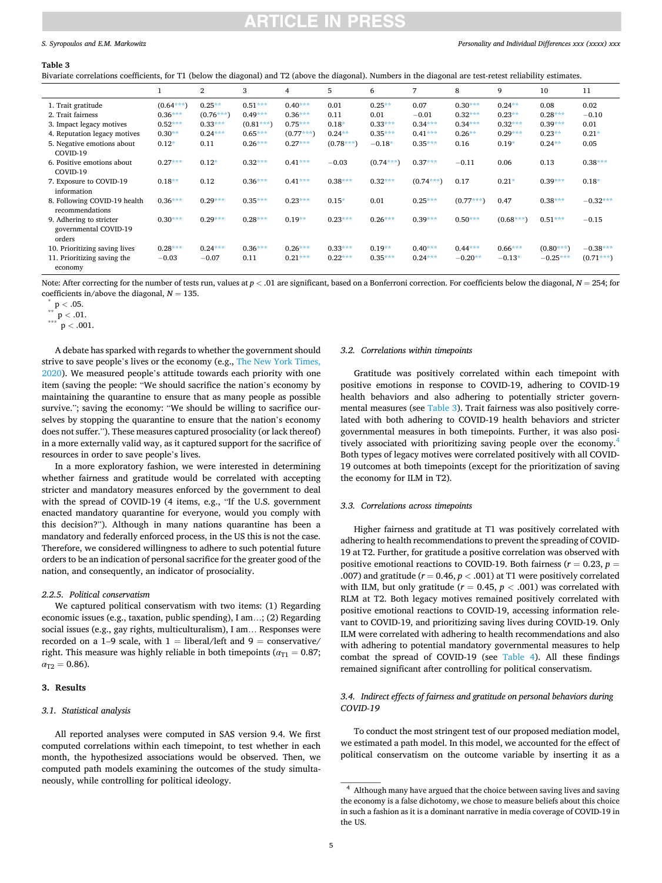**Table 3**

Bivariate correlations coefficients, for T1 (below the diagonal) and T2 (above the diagonal). Numbers in the diagonal are test-retest reliability estimates.

| | 1 | 2 | 3 | 4 | 5 | 6 | 7 | 8 | 9 | 10 | 11 |
|---|---|---|---|---|---|---|---|---|---|---|---|
| 1. Trait gratitude | (0.64***) | 0.25** | 0.51*** | 0.40*** | 0.01 | 0.25** | 0.07 | 0.30*** | 0.24** | 0.08 | 0.02 |
| 2. Trait fairness | 0.36*** | (0.76***) | 0.49*** | 0.36*** | 0.11 | 0.01 | −0.01 | 0.32*** | 0.23** | 0.28*** | −0.10 |
| 3. Impact legacy motives | 0.52*** | 0.33*** | (0.81***) | 0.75*** | 0.18* | 0.33*** | 0.34*** | 0.34*** | 0.32*** | 0.39*** | 0.01 |
| 4. Reputation legacy motives | 0.30** | 0.24*** | 0.65*** | (0.77***) | 0.24** | 0.35*** | 0.41*** | 0.26** | 0.29*** | 0.23** | 0.21* |
| 5. Negative emotions about COVID-19 | 0.12* | 0.11 | 0.26*** | 0.27*** | (0.78***) | −0.18* | 0.35*** | 0.16 | 0.19* | 0.24** | 0.05 |
| 6. Positive emotions about COVID-19 | 0.27*** | 0.12* | 0.32*** | 0.41*** | −0.03 | (0.74***) | 0.37*** | −0.11 | 0.06 | 0.13 | 0.38*** |
| 7. Exposure to COVID-19 information | 0.18** | 0.12 | 0.36*** | 0.41*** | 0.38*** | 0.32*** | (0.74***) | 0.17 | 0.21* | 0.39*** | 0.18* |
| 8. Following COVID-19 health recommendations | 0.36*** | 0.29*** | 0.35*** | 0.23*** | 0.15* | 0.01 | 0.25*** | (0.77***) | 0.47 | 0.38*** | −0.32*** |
| 9. Adhering to stricter governmental COVID-19 orders | 0.30*** | 0.29*** | 0.28*** | 0.19** | 0.23*** | 0.26*** | 0.39*** | 0.50*** | (0.68***) | 0.51*** | −0.15 |
| 10. Prioritizing saving lives | 0.28*** | 0.24*** | 0.36*** | 0.26*** | 0.33*** | 0.19** | 0.40*** | 0.44*** | 0.66*** | (0.80***) | −0.38*** |
| 11. Prioritizing saving the economy | −0.03 | −0.07 | 0.11 | 0.21*** | 0.22*** | 0.35*** | 0.24*** | −0.20** | −0.13* | −0.25*** | (0.71***) |

Note: After correcting for the number of tests run, values at $p < .01$ are significant, based on a Bonferroni correction. For coefficients below the diagonal, $N = 254$; for coefficients in/above the diagonal, $N = 135$.

\* $p < .05$.

\*\* $p < .01$.

\*\*\* $p < .001$.

A debate has sparked with regards to whether the government should strive to save people's lives or the economy (e.g., The New York Times, 2020). We measured people's attitude towards each priority with one item (saving the people: "We should sacrifice the nation's economy by maintaining the quarantine to ensure that as many people as possible survive."; saving the economy: "We should be willing to sacrifice ourselves by stopping the quarantine to ensure that the nation's economy does not suffer."). These measures captured prosociality (or lack thereof) in a more externally valid way, as it captured support for the sacrifice of resources in order to save people's lives.

In a more exploratory fashion, we were interested in determining whether fairness and gratitude would be correlated with accepting stricter and mandatory measures enforced by the government to deal with the spread of COVID-19 (4 items, e.g., "If the U.S. government enacted mandatory quarantine for everyone, would you comply with this decision?"). Although in many nations quarantine has been a mandatory and federally enforced process, in the US this is not the case. Therefore, we considered willingness to adhere to such potential future orders to be an indication of personal sacrifice for the greater good of the nation, and consequently, an indicator of prosociality.

#### *2.2.5. Political conservatism*

We captured political conservatism with two items: (1) Regarding economic issues (e.g., taxation, public spending), I am…; (2) Regarding social issues (e.g., gay rights, multiculturalism), I am… Responses were recorded on a 1–9 scale, with 1 = liberal/left and 9 = conservative/right. This measure was highly reliable in both timepoints ($\alpha_{T1} = 0.87$; $\alpha_{T2} = 0.86$).

## 3. Results

### *3.1. Statistical analysis*

All reported analyses were computed in SAS version 9.4. We first computed correlations within each timepoint, to test whether in each month, the hypothesized associations would be observed. Then, we computed path models examining the outcomes of the study simultaneously, while controlling for political ideology.

### *3.2. Correlations within timepoints*

Gratitude was positively correlated within each timepoint with positive emotions in response to COVID-19, adhering to COVID-19 health behaviors and also adhering to potentially stricter governmental measures (see Table 3). Trait fairness was also positively correlated with both adhering to COVID-19 health behaviors and stricter governmental measures in both timepoints. Further, it was also positively associated with prioritizing saving people over the economy.[4] Both types of legacy motives were correlated positively with all COVID-19 outcomes at both timepoints (except for the prioritization of saving the economy for ILM in T2).

### *3.3. Correlations across timepoints*

Higher fairness and gratitude at T1 was positively correlated with adhering to health recommendations to prevent the spreading of COVID-19 at T2. Further, for gratitude a positive correlation was observed with positive emotional reactions to COVID-19. Both fairness ($r = 0.23$, $p = .007$) and gratitude ($r = 0.46$, $p < .001$) at T1 were positively correlated with ILM, but only gratitude ($r = 0.45$, $p < .001$) was correlated with RLM at T2. Both legacy motives remained positively correlated with positive emotional reactions to COVID-19, accessing information relevant to COVID-19, and prioritizing saving lives during COVID-19. Only ILM were correlated with adhering to health recommendations and also with adhering to potential mandatory governmental measures to help combat the spread of COVID-19 (see Table 4). All these findings remained significant after controlling for political conservatism.

### *3.4. Indirect effects of fairness and gratitude on personal behaviors during COVID-19*

To conduct the most stringent test of our proposed mediation model, we estimated a path model. In this model, we accounted for the effect of political conservatism on the outcome variable by inserting it as a

[4] Although many have argued that the choice between saving lives and saving the economy is a false dichotomy, we chose to measure beliefs about this choice in such a fashion as it is a dominant narrative in media coverage of COVID-19 in the US.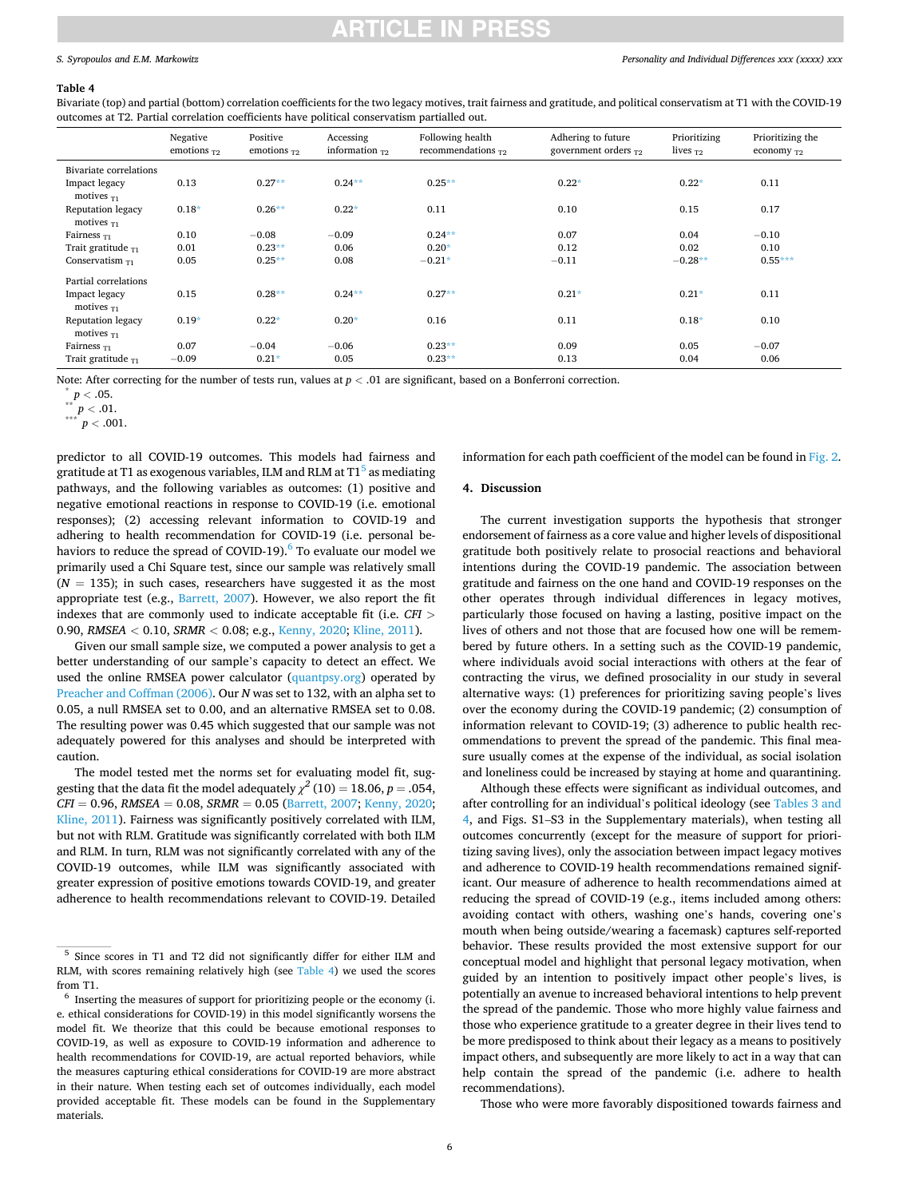**Table 4**
Bivariate (top) and partial (bottom) correlation coefficients for the two legacy motives, trait fairness and gratitude, and political conservatism at T1 with the COVID-19 outcomes at T2. Partial correlation coefficients have political conservatism partialled out.

| | Negative emotions $_{T2}$ | Positive emotions $_{T2}$ | Accessing information $_{T2}$ | Following health recommendations $_{T2}$ | Adhering to future government orders $_{T2}$ | Prioritizing lives $_{T2}$ | Prioritizing the economy $_{T2}$ |
|---|---|---|---|---|---|---|---|
| Bivariate correlations | | | | | | | |
| Impact legacy motives $_{T1}$ | 0.13 | 0.27** | 0.24** | 0.25** | 0.22* | 0.22* | 0.11 |
| Reputation legacy motives $_{T1}$ | 0.18* | 0.26** | 0.22* | 0.11 | 0.10 | 0.15 | 0.17 |
| Fairness $_{T1}$ | 0.10 | −0.08 | −0.09 | 0.24** | 0.07 | 0.04 | −0.10 |
| Trait gratitude $_{T1}$ | 0.01 | 0.23** | 0.06 | 0.20* | 0.12 | 0.02 | 0.10 |
| Conservatism $_{T1}$ | 0.05 | 0.25** | 0.08 | −0.21* | −0.11 | −0.28** | 0.55*** |
| Partial correlations | | | | | | | |
| Impact legacy motives $_{T1}$ | 0.15 | 0.28** | 0.24** | 0.27** | 0.21* | 0.21* | 0.11 |
| Reputation legacy motives $_{T1}$ | 0.19* | 0.22* | 0.20* | 0.16 | 0.11 | 0.18* | 0.10 |
| Fairness $_{T1}$ | 0.07 | −0.04 | −0.06 | 0.23** | 0.09 | 0.05 | −0.07 |
| Trait gratitude $_{T1}$ | −0.09 | 0.21* | 0.05 | 0.23** | 0.13 | 0.04 | 0.06 |

Note: After correcting for the number of tests run, values at $p < .01$ are significant, based on a Bonferroni correction.
* $p < .05$.
** $p < .01$.
*** $p < .001$.

predictor to all COVID-19 outcomes. This models had fairness and gratitude at T1 as exogenous variables, ILM and RLM at T1[5] as mediating pathways, and the following variables as outcomes: (1) positive and negative emotional reactions in response to COVID-19 (i.e. emotional responses); (2) accessing relevant information to COVID-19 and adhering to health recommendation for COVID-19 (i.e. personal behaviors to reduce the spread of COVID-19).[6] To evaluate our model we primarily used a Chi Square test, since our sample was relatively small ($N = 135$); in such cases, researchers have suggested it as the most appropriate test (e.g., Barrett, 2007). However, we also report the fit indexes that are commonly used to indicate acceptable fit (i.e. $CFI > 0.90$, $RMSEA < 0.10$, $SRMR < 0.08$; e.g., Kenny, 2020; Kline, 2011).

Given our small sample size, we computed a power analysis to get a better understanding of our sample's capacity to detect an effect. We used the online RMSEA power calculator (quantpsy.org) operated by Preacher and Coffman (2006). Our *N* was set to 132, with an alpha set to 0.05, a null RMSEA set to 0.00, and an alternative RMSEA set to 0.08. The resulting power was 0.45 which suggested that our sample was not adequately powered for this analyses and should be interpreted with caution.

The model tested met the norms set for evaluating model fit, suggesting that the data fit the model adequately $\chi^2(10) = 18.06$, $p = .054$, $CFI = 0.96$, $RMSEA = 0.08$, $SRMR = 0.05$ (Barrett, 2007; Kenny, 2020; Kline, 2011). Fairness was significantly positively correlated with ILM, but not with RLM. Gratitude was significantly correlated with both ILM and RLM. In turn, RLM was not significantly correlated with any of the COVID-19 outcomes, while ILM was significantly associated with greater expression of positive emotions towards COVID-19, and greater adherence to health recommendations relevant to COVID-19. Detailed information for each path coefficient of the model can be found in Fig. 2.

## 4. Discussion

The current investigation supports the hypothesis that stronger endorsement of fairness as a core value and higher levels of dispositional gratitude both positively relate to prosocial reactions and behavioral intentions during the COVID-19 pandemic. The association between gratitude and fairness on the one hand and COVID-19 responses on the other operates through individual differences in legacy motives, particularly those focused on having a lasting, positive impact on the lives of others and not those that are focused how one will be remembered by future others. In a setting such as the COVID-19 pandemic, where individuals avoid social interactions with others at the fear of contracting the virus, we defined prosociality in our study in several alternative ways: (1) preferences for prioritizing saving people's lives over the economy during the COVID-19 pandemic; (2) consumption of information relevant to COVID-19; (3) adherence to public health recommendations to prevent the spread of the pandemic. This final measure usually comes at the expense of the individual, as social isolation and loneliness could be increased by staying at home and quarantining.

Although these effects were significant as individual outcomes, and after controlling for an individual's political ideology (see Tables 3 and 4, and Figs. S1–S3 in the Supplementary materials), when testing all outcomes concurrently (except for the measure of support for prioritizing saving lives), only the association between impact legacy motives and adherence to COVID-19 health recommendations remained significant. Our measure of adherence to health recommendations aimed at reducing the spread of COVID-19 (e.g., items included among others: avoiding contact with others, washing one's hands, covering one's mouth when being outside/wearing a facemask) captures self-reported behavior. These results provided the most extensive support for our conceptual model and highlight that personal legacy motivation, when guided by an intention to positively impact other people's lives, is potentially an avenue to increased behavioral intentions to help prevent the spread of the pandemic. Those who more highly value fairness and those who experience gratitude to a greater degree in their lives tend to be more predisposed to think about their legacy as a means to positively impact others, and subsequently are more likely to act in a way that can help contain the spread of the pandemic (i.e. adhere to health recommendations).

Those who were more favorably dispositioned towards fairness and

---

[5] Since scores in T1 and T2 did not significantly differ for either ILM and RLM, with scores remaining relatively high (see Table 4) we used the scores from T1.

[6] Inserting the measures of support for prioritizing people or the economy (i.e. ethical considerations for COVID-19) in this model significantly worsens the model fit. We theorize that this could be because emotional responses to COVID-19, as well as exposure to COVID-19 information and adherence to health recommendations for COVID-19, are actual reported behaviors, while the measures capturing ethical considerations for COVID-19 are more abstract in their nature. When testing each set of outcomes individually, each model provided acceptable fit. These models can be found in the Supplementary materials.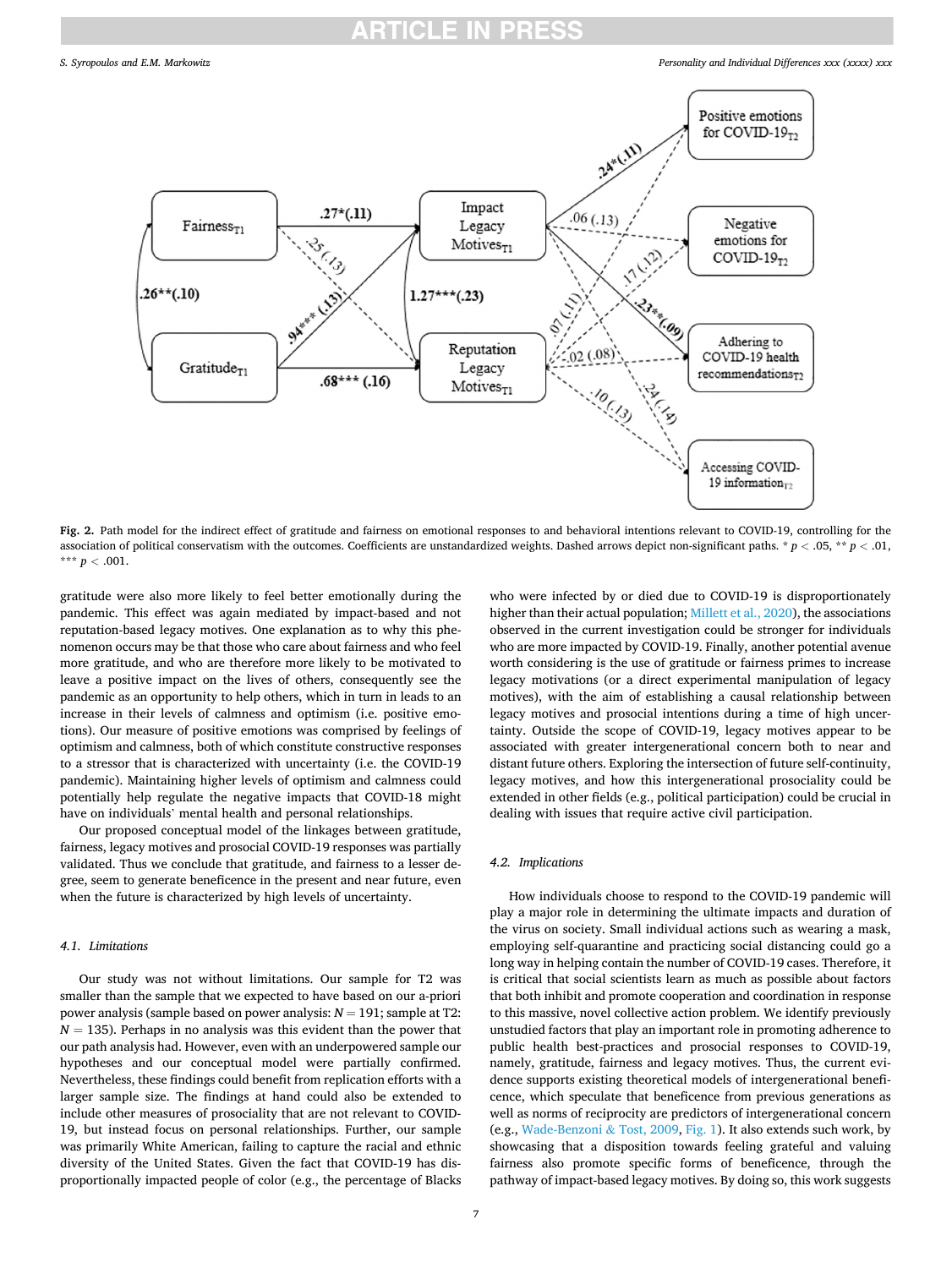**Fig. 2.** Path model for the indirect effect of gratitude and fairness on emotional responses to and behavioral intentions relevant to COVID-19, controlling for the association of political conservatism with the outcomes. Coefficients are unstandardized weights. Dashed arrows depict non-significant paths. * $p < .05$, ** $p < .01$, *** $p < .001$.

gratitude were also more likely to feel better emotionally during the pandemic. This effect was again mediated by impact-based and not reputation-based legacy motives. One explanation as to why this phenomenon occurs may be that those who care about fairness and who feel more gratitude, and who are therefore more likely to be motivated to leave a positive impact on the lives of others, consequently see the pandemic as an opportunity to help others, which in turn in leads to an increase in their levels of calmness and optimism (i.e. positive emotions). Our measure of positive emotions was comprised by feelings of optimism and calmness, both of which constitute constructive responses to a stressor that is characterized with uncertainty (i.e. the COVID-19 pandemic). Maintaining higher levels of optimism and calmness could potentially help regulate the negative impacts that COVID-18 might have on individuals' mental health and personal relationships.

Our proposed conceptual model of the linkages between gratitude, fairness, legacy motives and prosocial COVID-19 responses was partially validated. Thus we conclude that gratitude, and fairness to a lesser degree, seem to generate beneficence in the present and near future, even when the future is characterized by high levels of uncertainty.

### *4.1. Limitations*

Our study was not without limitations. Our sample for T2 was smaller than the sample that we expected to have based on our a-priori power analysis (sample based on power analysis: $N = 191$; sample at T2: $N = 135$). Perhaps in no analysis was this evident than the power that our path analysis had. However, even with an underpowered sample our hypotheses and our conceptual model were partially confirmed. Nevertheless, these findings could benefit from replication efforts with a larger sample size. The findings at hand could also be extended to include other measures of prosociality that are not relevant to COVID-19, but instead focus on personal relationships. Further, our sample was primarily White American, failing to capture the racial and ethnic diversity of the United States. Given the fact that COVID-19 has disproportionally impacted people of color (e.g., the percentage of Blacks who were infected by or died due to COVID-19 is disproportionately higher than their actual population; Millett et al., 2020), the associations observed in the current investigation could be stronger for individuals who are more impacted by COVID-19. Finally, another potential avenue worth considering is the use of gratitude or fairness primes to increase legacy motivations (or a direct experimental manipulation of legacy motives), with the aim of establishing a causal relationship between legacy motives and prosocial intentions during a time of high uncertainty. Outside the scope of COVID-19, legacy motives appear to be associated with greater intergenerational concern both to near and distant future others. Exploring the intersection of future self-continuity, legacy motives, and how this intergenerational prosociality could be extended in other fields (e.g., political participation) could be crucial in dealing with issues that require active civil participation.

### *4.2. Implications*

How individuals choose to respond to the COVID-19 pandemic will play a major role in determining the ultimate impacts and duration of the virus on society. Small individual actions such as wearing a mask, employing self-quarantine and practicing social distancing could go a long way in helping contain the number of COVID-19 cases. Therefore, it is critical that social scientists learn as much as possible about factors that both inhibit and promote cooperation and coordination in response to this massive, novel collective action problem. We identify previously unstudied factors that play an important role in promoting adherence to public health best-practices and prosocial responses to COVID-19, namely, gratitude, fairness and legacy motives. Thus, the current evidence supports existing theoretical models of intergenerational beneficence, which speculate that beneficence from previous generations as well as norms of reciprocity are predictors of intergenerational concern (e.g., Wade-Benzoni & Tost, 2009, Fig. 1). It also extends such work, by showcasing that a disposition towards feeling grateful and valuing fairness also promote specific forms of beneficence, through the pathway of impact-based legacy motives. By doing so, this work suggests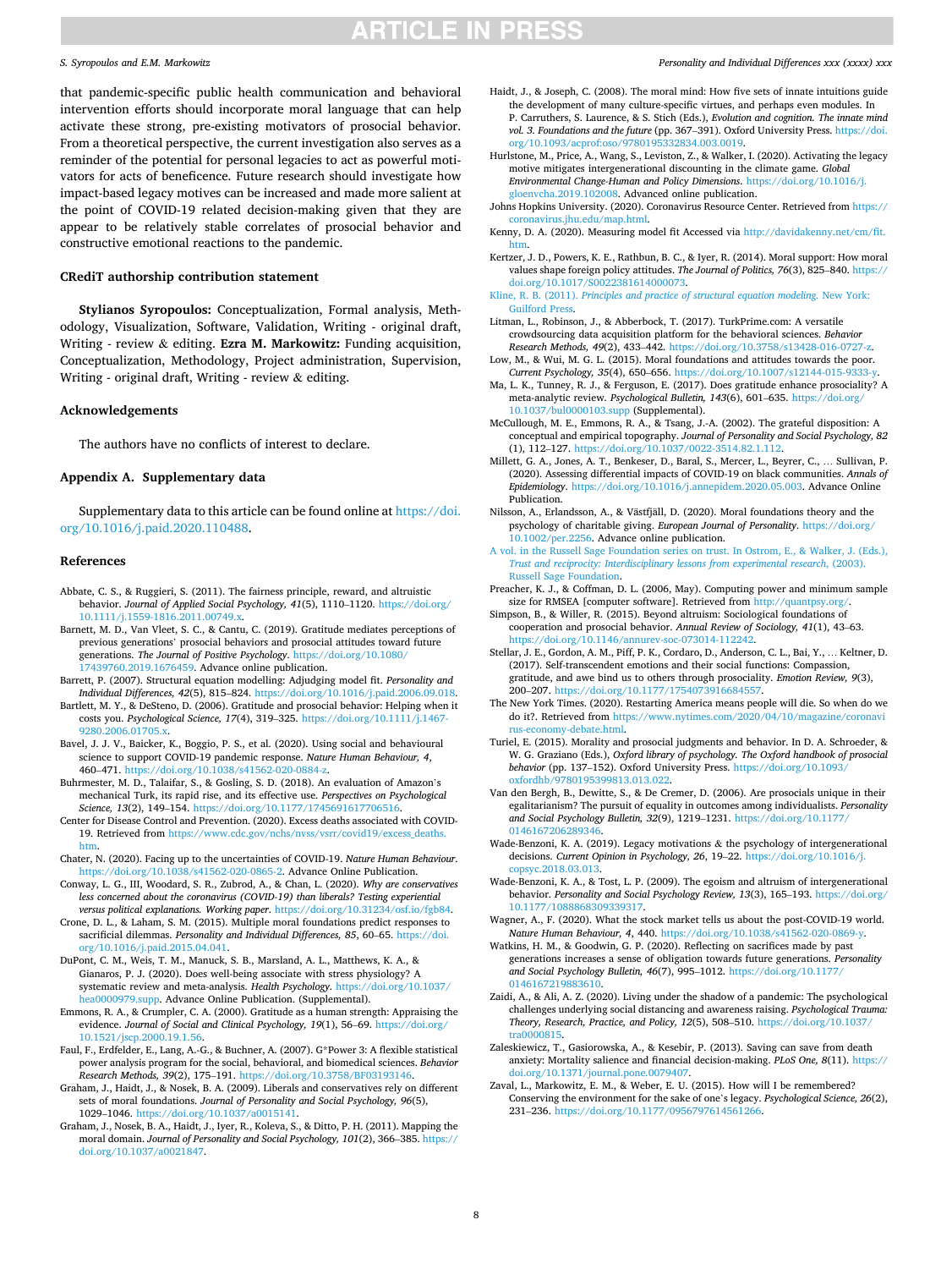that pandemic-specific public health communication and behavioral intervention efforts should incorporate moral language that can help activate these strong, pre-existing motivators of prosocial behavior. From a theoretical perspective, the current investigation also serves as a reminder of the potential for personal legacies to act as powerful motivators for acts of beneficence. Future research should investigate how impact-based legacy motives can be increased and made more salient at the point of COVID-19 related decision-making given that they are appear to be relatively stable correlates of prosocial behavior and constructive emotional reactions to the pandemic.

## CRediT authorship contribution statement

**Stylianos Syropoulos:** Conceptualization, Formal analysis, Methodology, Visualization, Software, Validation, Writing - original draft, Writing - review & editing. **Ezra M. Markowitz:** Funding acquisition, Conceptualization, Methodology, Project administration, Supervision, Writing - original draft, Writing - review & editing.

## Acknowledgements

The authors have no conflicts of interest to declare.

## Appendix A. Supplementary data

Supplementary data to this article can be found online at https://doi.org/10.1016/j.paid.2020.110488.

## References

Abbate, C. S., & Ruggieri, S. (2011). The fairness principle, reward, and altruistic behavior. *Journal of Applied Social Psychology, 41*(5), 1110–1120. https://doi.org/10.1111/j.1559-1816.2011.00749.x.

Barnett, M. D., Van Vleet, S. C., & Cantu, C. (2019). Gratitude mediates perceptions of previous generations' prosocial behaviors and prosocial attitudes toward future generations. *The Journal of Positive Psychology*. https://doi.org/10.1080/17439760.2019.1676459. Advance online publication.

Barrett, P. (2007). Structural equation modelling: Adjudging model fit. *Personality and Individual Differences, 42*(5), 815–824. https://doi.org/10.1016/j.paid.2006.09.018.

Bartlett, M. Y., & DeSteno, D. (2006). Gratitude and prosocial behavior: Helping when it costs you. *Psychological Science, 17*(4), 319–325. https://doi.org/10.1111/j.1467-9280.2006.01705.x.

Bavel, J. J. V., Baicker, K., Boggio, P. S., et al. (2020). Using social and behavioural science to support COVID-19 pandemic response. *Nature Human Behaviour, 4*, 460–471. https://doi.org/10.1038/s41562-020-0884-z.

Buhrmester, M. D., Talaifar, S., & Gosling, S. D. (2018). An evaluation of Amazon's mechanical Turk, its rapid rise, and its effective use. *Perspectives on Psychological Science, 13*(2), 149–154. https://doi.org/10.1177/1745691617706516.

Center for Disease Control and Prevention. (2020). Excess deaths associated with COVID-19. Retrieved from https://www.cdc.gov/nchs/nvss/vsrr/covid19/excess_deaths.htm.

Chater, N. (2020). Facing up to the uncertainties of COVID-19. *Nature Human Behaviour*. https://doi.org/10.1038/s41562-020-0865-2. Advance Online Publication.

Conway, L. G., III, Woodard, S. R., Zubrod, A., & Chan, L. (2020). *Why are conservatives less concerned about the coronavirus (COVID-19) than liberals? Testing experiential versus political explanations. Working paper*. https://doi.org/10.31234/osf.io/fgb84.

Crone, D. L., & Laham, S. M. (2015). Multiple moral foundations predict responses to sacrificial dilemmas. *Personality and Individual Differences, 85*, 60–65. https://doi.org/10.1016/j.paid.2015.04.041.

DuPont, C. M., Weis, T. M., Manuck, S. B., Marsland, A. L., Matthews, K. A., & Gianaros, P. J. (2020). Does well-being associate with stress physiology? A systematic review and meta-analysis. *Health Psychology*. https://doi.org/10.1037/hea0000979.supp. Advance Online Publication. (Supplemental).

Emmons, R. A., & Crumpler, C. A. (2000). Gratitude as a human strength: Appraising the evidence. *Journal of Social and Clinical Psychology, 19*(1), 56–69. https://doi.org/10.1521/jscp.2000.19.1.56.

Faul, F., Erdfelder, E., Lang, A.-G., & Buchner, A. (2007). G*Power 3: A flexible statistical power analysis program for the social, behavioral, and biomedical sciences. *Behavior Research Methods, 39*(2), 175–191. https://doi.org/10.3758/BF03193146.

Graham, J., Haidt, J., & Nosek, B. A. (2009). Liberals and conservatives rely on different sets of moral foundations. *Journal of Personality and Social Psychology, 96*(5), 1029–1046. https://doi.org/10.1037/a0015141.

Graham, J., Nosek, B. A., Haidt, J., Iyer, R., Koleva, S., & Ditto, P. H. (2011). Mapping the moral domain. *Journal of Personality and Social Psychology, 101*(2), 366–385. https://doi.org/10.1037/a0021847.

Haidt, J., & Joseph, C. (2008). The moral mind: How five sets of innate intuitions guide the development of many culture-specific virtues, and perhaps even modules. In P. Carruthers, S. Laurence, & S. Stich (Eds.), *Evolution and cognition. The innate mind vol. 3. Foundations and the future* (pp. 367–391). Oxford University Press. https://doi.org/10.1093/acprof:oso/9780195332834.003.0019.

Hurlstone, M., Price, A., Wang, S., Leviston, Z., & Walker, I. (2020). Activating the legacy motive mitigates intergenerational discounting in the climate game. *Global Environmental Change-Human and Policy Dimensions*. https://doi.org/10.1016/j.gloenvcha.2019.102008. Advanced online publication.

Johns Hopkins University. (2020). Coronavirus Resource Center. Retrieved from https://coronavirus.jhu.edu/map.html.

Kenny, D. A. (2020). Measuring model fit Accessed via http://davidakenny.net/cm/fit.htm.

Kertzer, J. D., Powers, K. E., Rathbun, B. C., & Iyer, R. (2014). Moral support: How moral values shape foreign policy attitudes. *The Journal of Politics, 76*(3), 825–840. https://doi.org/10.1017/S0022381614000073.

Kline, R. B. (2011). *Principles and practice of structural equation modeling*. New York: Guilford Press.

Litman, L., Robinson, J., & Abberbock, T. (2017). TurkPrime.com: A versatile crowdsourcing data acquisition platform for the behavioral sciences. *Behavior Research Methods, 49*(2), 433–442. https://doi.org/10.3758/s13428-016-0727-z.

Low, M., & Wui, M. G. L. (2015). Moral foundations and attitudes towards the poor. *Current Psychology, 35*(4), 650–656. https://doi.org/10.1007/s12144-015-9333-y.

Ma, L. K., Tunney, R. J., & Ferguson, E. (2017). Does gratitude enhance prosociality? A meta-analytic review. *Psychological Bulletin, 143*(6), 601–635. https://doi.org/10.1037/bul0000103.supp (Supplemental).

McCullough, M. E., Emmons, R. A., & Tsang, J.-A. (2002). The grateful disposition: A conceptual and empirical topography. *Journal of Personality and Social Psychology, 82*(1), 112–127. https://doi.org/10.1037/0022-3514.82.1.112.

Millett, G. A., Jones, A. T., Benkeser, D., Baral, S., Mercer, L., Beyrer, C., … Sullivan, P. (2020). Assessing differential impacts of COVID-19 on black communities. *Annals of Epidemiology*. https://doi.org/10.1016/j.annepidem.2020.05.003. Advance Online Publication.

Nilsson, A., Erlandsson, A., & Västfjäll, D. (2020). Moral foundations theory and the psychology of charitable giving. *European Journal of Personality*. https://doi.org/10.1002/per.2256. Advance online publication.

A vol. in the Russell Sage Foundation series on trust. In Ostrom, E., & Walker, J. (Eds.), *Trust and reciprocity: Interdisciplinary lessons from experimental research*, (2003). Russell Sage Foundation.

Preacher, K. J., & Coffman, D. L. (2006, May). Computing power and minimum sample size for RMSEA [computer software]. Retrieved from http://quantpsy.org/.

Simpson, B., & Willer, R. (2015). Beyond altruism: Sociological foundations of cooperation and prosocial behavior. *Annual Review of Sociology, 41*(1), 43–63. https://doi.org/10.1146/annurev-soc-073014-112242.

Stellar, J. E., Gordon, A. M., Piff, P. K., Cordaro, D., Anderson, C. L., Bai, Y., … Keltner, D. (2017). Self-transcendent emotions and their social functions: Compassion, gratitude, and awe bind us to others through prosociality. *Emotion Review, 9*(3), 200–207. https://doi.org/10.1177/1754073916684557.

The New York Times. (2020). Restarting America means people will die. So when do we do it?. Retrieved from https://www.nytimes.com/2020/04/10/magazine/coronavirus-economy-debate.html.

Turiel, E. (2015). Morality and prosocial judgments and behavior. In D. A. Schroeder, & W. G. Graziano (Eds.), *Oxford library of psychology. The Oxford handbook of prosocial behavior* (pp. 137–152). Oxford University Press. https://doi.org/10.1093/oxfordhb/9780195399813.013.022.

Van den Bergh, B., Dewitte, S., & De Cremer, D. (2006). Are prosocials unique in their egalitarianism? The pursuit of equality in outcomes among individualists. *Personality and Social Psychology Bulletin, 32*(9), 1219–1231. https://doi.org/10.1177/0146167206289346.

Wade-Benzoni, K. A. (2019). Legacy motivations & the psychology of intergenerational decisions. *Current Opinion in Psychology, 26*, 19–22. https://doi.org/10.1016/j.copsyc.2018.03.013.

Wade-Benzoni, K. A., & Tost, L. P. (2009). The egoism and altruism of intergenerational behavior. *Personality and Social Psychology Review, 13*(3), 165–193. https://doi.org/10.1177/1088868309339317.

Wagner, A., F. (2020). What the stock market tells us about the post-COVID-19 world. *Nature Human Behaviour, 4*, 440. https://doi.org/10.1038/s41562-020-0869-y.

Watkins, H. M., & Goodwin, G. P. (2020). Reflecting on sacrifices made by past generations increases a sense of obligation towards future generations. *Personality and Social Psychology Bulletin, 46*(7), 995–1012. https://doi.org/10.1177/0146167219883610.

Zaidi, A., & Ali, A. Z. (2020). Living under the shadow of a pandemic: The psychological challenges underlying social distancing and awareness raising. *Psychological Trauma: Theory, Research, Practice, and Policy, 12*(5), 508–510. https://doi.org/10.1037/tra0000815.

Zaleskiewicz, T., Gasiorowska, A., & Kesebir, P. (2013). Saving can save from death anxiety: Mortality salience and financial decision-making. *PLoS One, 8*(11). https://doi.org/10.1371/journal.pone.0079407.

Zaval, L., Markowitz, E. M., & Weber, E. U. (2015). How will I be remembered? Conserving the environment for the sake of one's legacy. *Psychological Science, 26*(2), 231–236. https://doi.org/10.1177/0956797614561266.